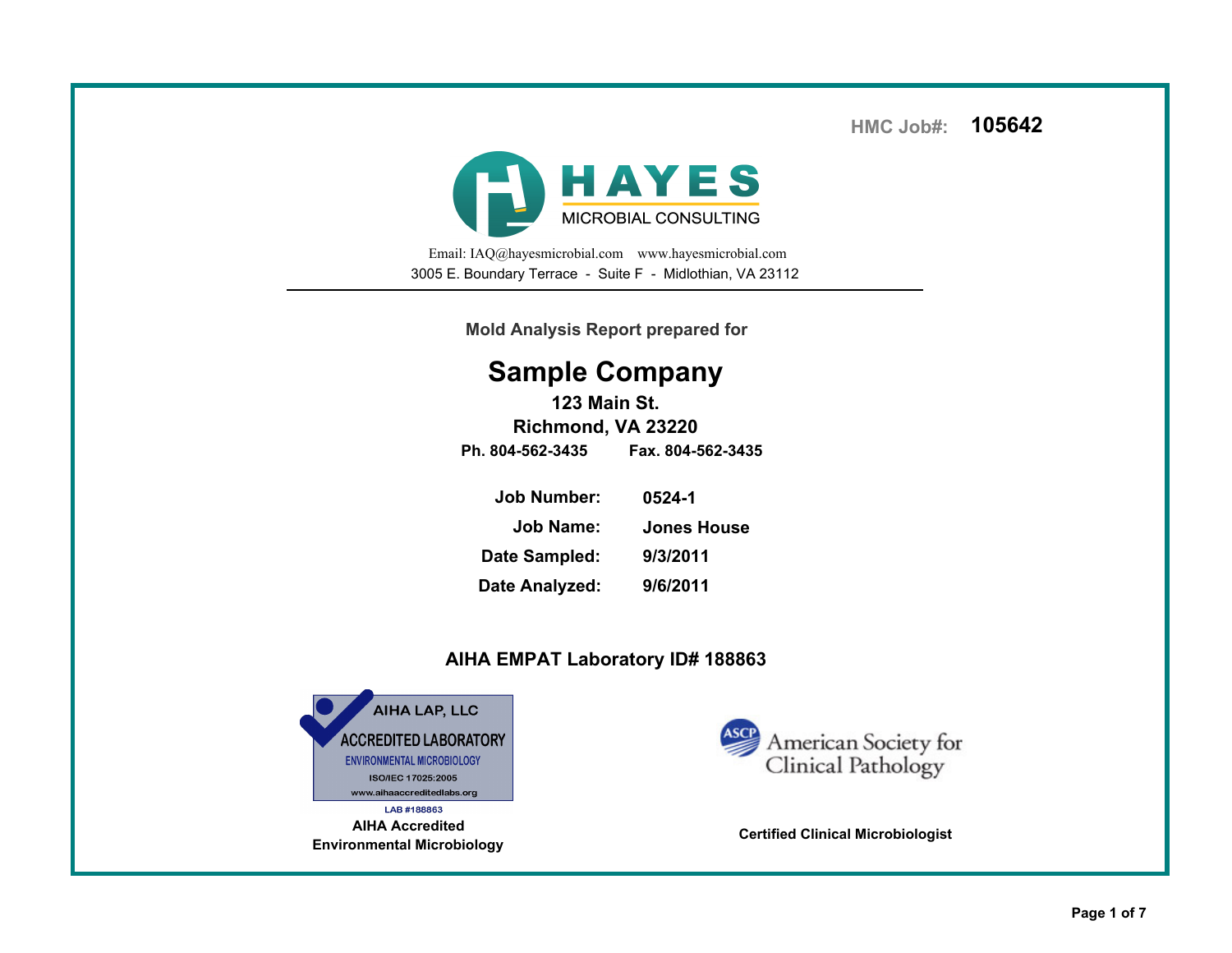HMC Job#: **105642**

# HAYES
MICROBIAL CONSULTING

Email: IAQ@hayesmicrobial.com www.hayesmicrobial.com
3005 E. Boundary Terrace - Suite F - Midlothian, VA 23112

---

**Mold Analysis Report prepared for**

## Sample Company

**123 Main St.**
**Richmond, VA 23220**
**Ph. 804-562-3435 Fax. 804-562-3435**

| | |
|---|---|
| **Job Number:** | **0524-1** |
| **Job Name:** | **Jones House** |
| **Date Sampled:** | **9/3/2011** |
| **Date Analyzed:** | **9/6/2011** |

### AIHA EMPAT Laboratory ID# 188863

AIHA LAP, LLC
ACCREDITED LABORATORY
ENVIRONMENTAL MICROBIOLOGY
ISO/IEC 17025:2005
www.aihaaccreditedlabs.org
LAB #188863

**AIHA Accredited**
**Environmental Microbiology**

ASCP American Society for Clinical Pathology

**Certified Clinical Microbiologist**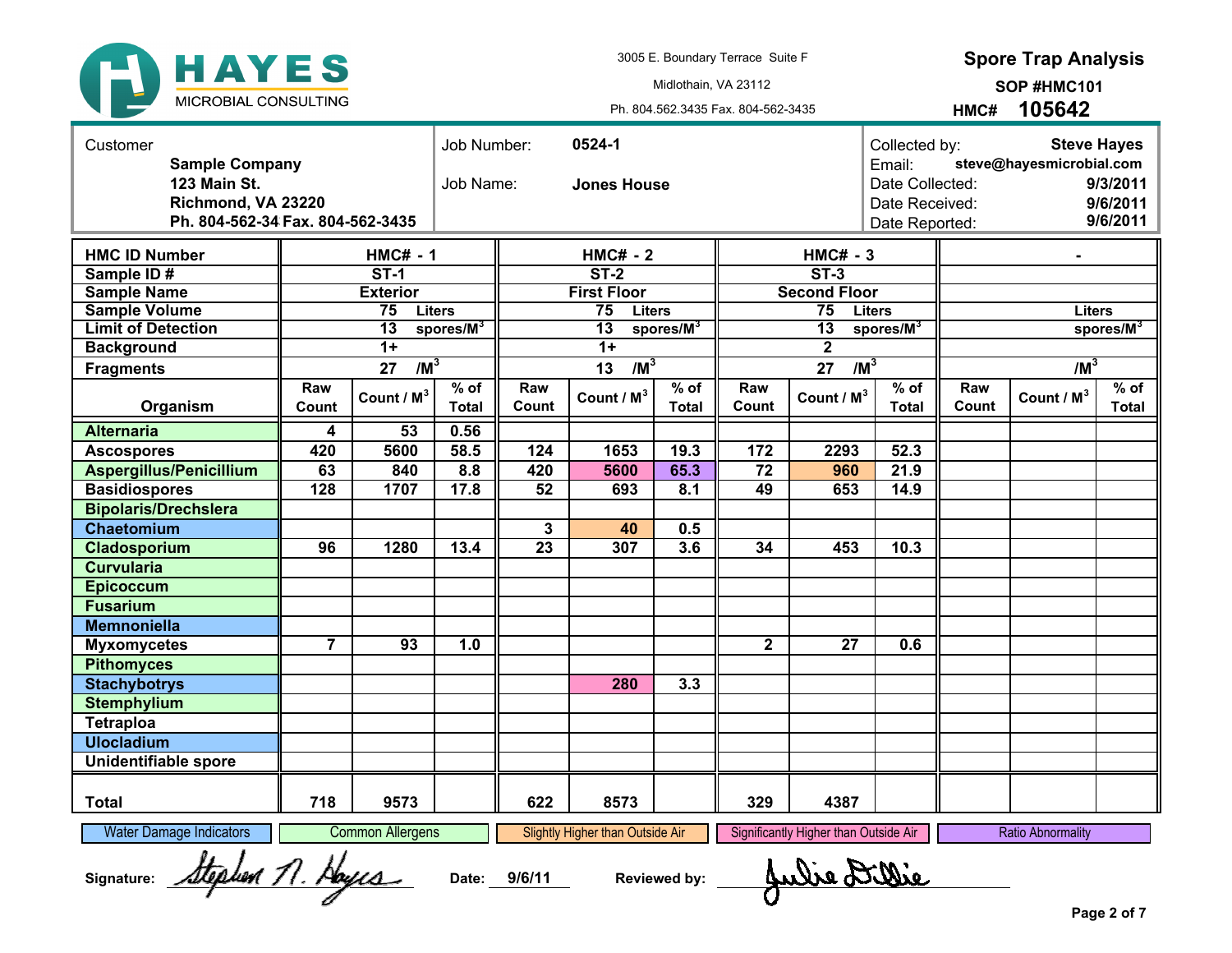# HAYES MICROBIAL CONSULTING

3005 E. Boundary Terrace Suite F
Midlothain, VA 23112
Ph. 804.562.3435 Fax. 804-562-3435

## Spore Trap Analysis

**SOP #HMC101**

**HMC# 105642**

| Customer | Job | Collection |
|---|---|---|
| **Sample Company**<br>**123 Main St.**<br>**Richmond, VA 23220**<br>**Ph. 804-562-34 Fax. 804-562-3435** | Job Number: **0524-1**<br>Job Name: **Jones House** | Collected by: **Steve Hayes**<br>Email: **steve@hayesmicrobial.com**<br>Date Collected: **9/3/2011**<br>Date Received: **9/6/2011**<br>Date Reported: **9/6/2011** |

| HMC ID Number | HMC# - 1 | | | HMC# - 2 | | | HMC# - 3 | | | - | | |
|---|---|---|---|---|---|---|---|---|---|---|---|---|
| Sample ID # | ST-1 | | | ST-2 | | | ST-3 | | | | | |
| Sample Name | Exterior | | | First Floor | | | Second Floor | | | | | |
| Sample Volume | 75 Liters | | | 75 Liters | | | 75 Liters | | | Liters | | |
| Limit of Detection | 13 spores/$M^3$ | | | 13 spores/$M^3$ | | | 13 spores/$M^3$ | | | spores/$M^3$ | | |
| Background | 1+ | | | 1+ | | | 2 | | | | | |
| Fragments | 27 /$M^3$ | | | 13 /$M^3$ | | | 27 /$M^3$ | | | /$M^3$ | | |
| **Organism** | Raw Count | Count / $M^3$ | % of Total | Raw Count | Count / $M^3$ | % of Total | Raw Count | Count / $M^3$ | % of Total | Raw Count | Count / $M^3$ | % of Total |
| Alternaria | 4 | 53 | 0.56 | | | | | | | | | |
| Ascospores | 420 | 5600 | 58.5 | 124 | 1653 | 19.3 | 172 | 2293 | 52.3 | | | |
| Aspergillus/Penicillium | 63 | 840 | 8.8 | 420 | 5600 | 65.3 | 72 | 960 | 21.9 | | | |
| Basidiospores | 128 | 1707 | 17.8 | 52 | 693 | 8.1 | 49 | 653 | 14.9 | | | |
| Bipolaris/Drechslera | | | | | | | | | | | | |
| Chaetomium | | | | 3 | 40 | 0.5 | | | | | | |
| Cladosporium | 96 | 1280 | 13.4 | 23 | 307 | 3.6 | 34 | 453 | 10.3 | | | |
| Curvularia | | | | | | | | | | | | |
| Epicoccum | | | | | | | | | | | | |
| Fusarium | | | | | | | | | | | | |
| Memnoniella | | | | | | | | | | | | |
| Myxomycetes | 7 | 93 | 1.0 | | | | 2 | 27 | 0.6 | | | |
| Pithomyces | | | | | | | | | | | | |
| Stachybotrys | | | | | 280 | 3.3 | | | | | | |
| Stemphylium | | | | | | | | | | | | |
| Tetraploa | | | | | | | | | | | | |
| Ulocladium | | | | | | | | | | | | |
| Unidentifiable spore | | | | | | | | | | | | |
| **Total** | 718 | 9573 | | 622 | 8573 | | 329 | 4387 | | | | |

Legend: Water Damage Indicators | Common Allergens | Slightly Higher than Outside Air | Significantly Higher than Outside Air | Ratio Abnormality

Signature: Stephen N. Hayes   Date: 9/6/11   Reviewed by: Julie Dillie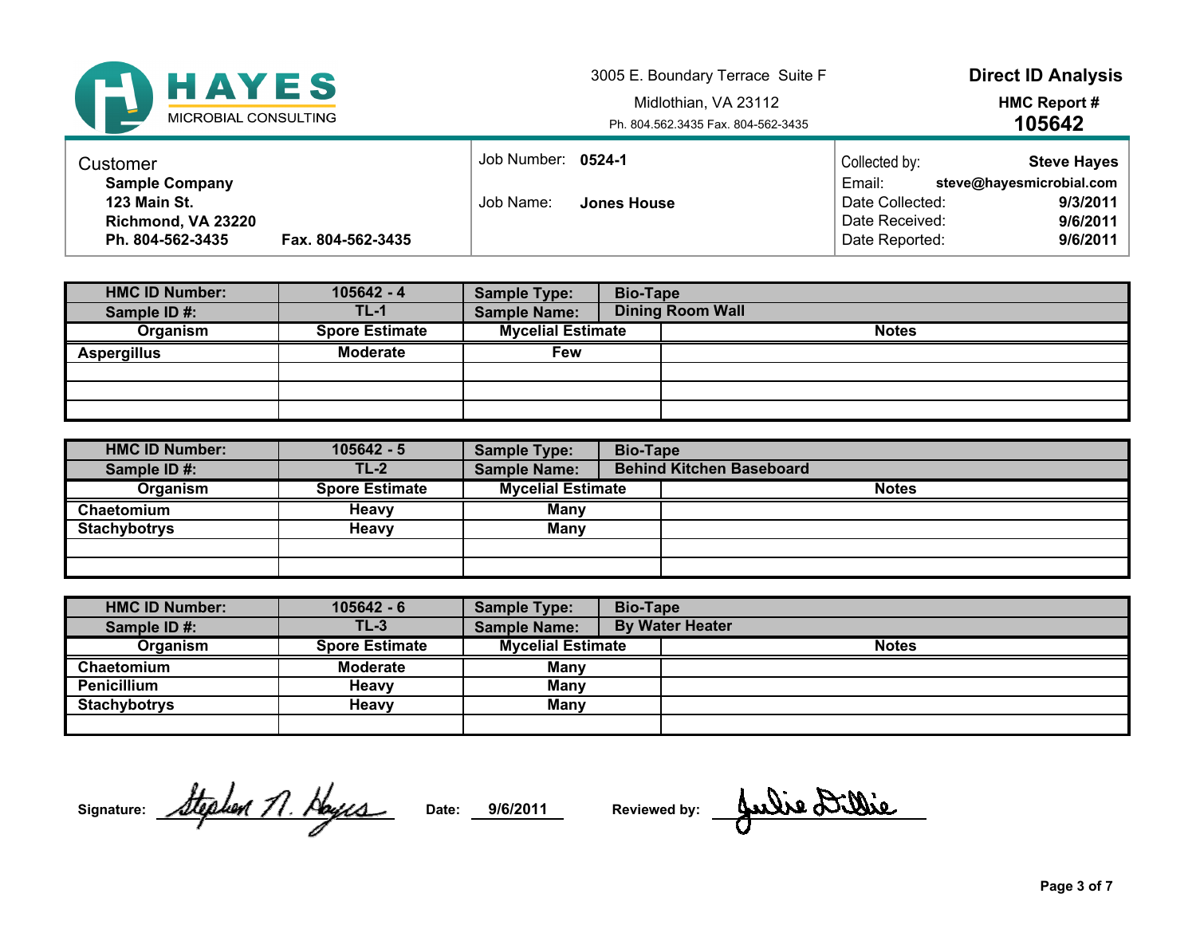**HAYES** MICROBIAL CONSULTING

3005 E. Boundary Terrace Suite F
Midlothian, VA 23112
Ph. 804.562.3435 Fax. 804-562-3435

## Direct ID Analysis

**HMC Report #**
**105642**

| Customer | Job | Collection |
|---|---|---|
| **Sample Company**<br>**123 Main St.**<br>**Richmond, VA 23220**<br>**Ph. 804-562-3435** **Fax. 804-562-3435** | Job Number: **0524-1**<br>Job Name: **Jones House** | Collected by: **Steve Hayes**<br>Email: **steve@hayesmicrobial.com**<br>Date Collected: **9/3/2011**<br>Date Received: **9/6/2011**<br>Date Reported: **9/6/2011** |

| HMC ID Number: | 105642 - 4 | Sample Type: | Bio-Tape |
|---|---|---|---|
| **Sample ID #:** | **TL-1** | **Sample Name:** | **Dining Room Wall** |
| **Organism** | **Spore Estimate** | **Mycelial Estimate** | **Notes** |
| Aspergillus | Moderate | Few | |

| HMC ID Number: | 105642 - 5 | Sample Type: | Bio-Tape |
|---|---|---|---|
| **Sample ID #:** | **TL-2** | **Sample Name:** | **Behind Kitchen Baseboard** |
| **Organism** | **Spore Estimate** | **Mycelial Estimate** | **Notes** |
| Chaetomium | Heavy | Many | |
| Stachybotrys | Heavy | Many | |

| HMC ID Number: | 105642 - 6 | Sample Type: | Bio-Tape |
|---|---|---|---|
| **Sample ID #:** | **TL-3** | **Sample Name:** | **By Water Heater** |
| **Organism** | **Spore Estimate** | **Mycelial Estimate** | **Notes** |
| Chaetomium | Moderate | Many | |
| Penicillium | Heavy | Many | |
| Stachybotrys | Heavy | Many | |

**Signature:** Stephen N. Hayes **Date:** 9/6/2011 **Reviewed by:** Julie Dillie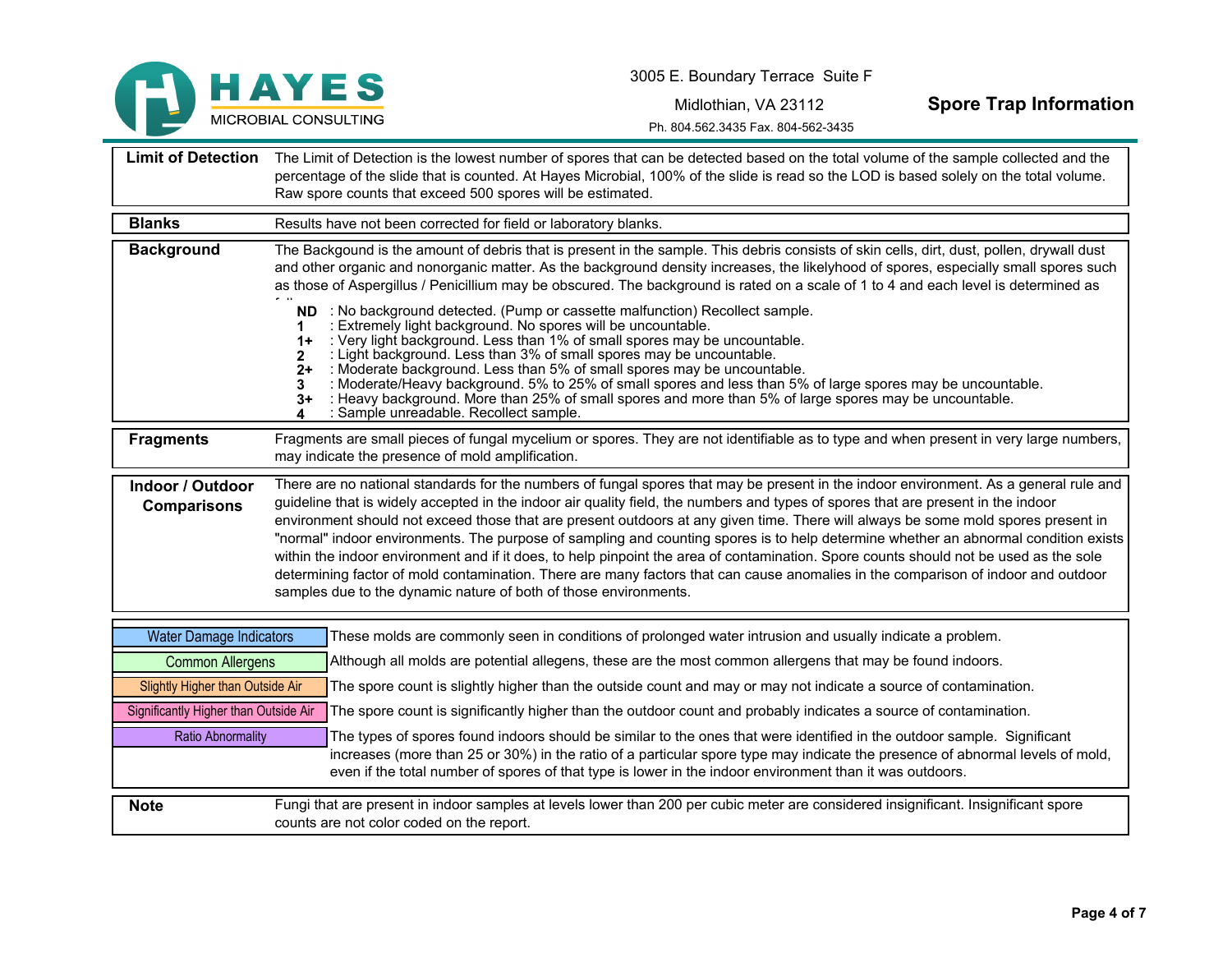# Spore Trap Information

HAYES MICROBIAL CONSULTING

3005 E. Boundary Terrace Suite F
Midlothian, VA 23112
Ph. 804.562.3435 Fax. 804-562-3435

| | |
|---|---|
| **Limit of Detection** | The Limit of Detection is the lowest number of spores that can be detected based on the total volume of the sample collected and the percentage of the slide that is counted. At Hayes Microbial, 100% of the slide is read so the LOD is based solely on the total volume. Raw spore counts that exceed 500 spores will be estimated. |
| **Blanks** | Results have not been corrected for field or laboratory blanks. |
| **Background** | The Backgound is the amount of debris that is present in the sample. This debris consists of skin cells, dirt, dust, pollen, drywall dust and other organic and nonorganic matter. As the background density increases, the likelyhood of spores, especially small spores such as those of Aspergillus / Penicillium may be obscured. The background is rated on a scale of 1 to 4 and each level is determined as follows:<br>**ND** : No background detected. (Pump or cassette malfunction) Recollect sample.<br>**1** : Extremely light background. No spores will be uncountable.<br>**1+** : Very light background. Less than 1% of small spores may be uncountable.<br>**2** : Light background. Less than 3% of small spores may be uncountable.<br>**2+** : Moderate background. Less than 5% of small spores may be uncountable.<br>**3** : Moderate/Heavy background. 5% to 25% of small spores and less than 5% of large spores may be uncountable.<br>**3+** : Heavy background. More than 25% of small spores and more than 5% of large spores may be uncountable.<br>**4** : Sample unreadable. Recollect sample. |
| **Fragments** | Fragments are small pieces of fungal mycelium or spores. They are not identifiable as to type and when present in very large numbers, may indicate the presence of mold amplification. |
| **Indoor / Outdoor Comparisons** | There are no national standards for the numbers of fungal spores that may be present in the indoor environment. As a general rule and guideline that is widely accepted in the indoor air quality field, the numbers and types of spores that are present in the indoor environment should not exceed those that are present outdoors at any given time. There will always be some mold spores present in "normal" indoor environments. The purpose of sampling and counting spores is to help determine whether an abnormal condition exists within the indoor environment and if it does, to help pinpoint the area of contamination. Spore counts should not be used as the sole determining factor of mold contamination. There are many factors that can cause anomalies in the comparison of indoor and outdoor samples due to the dynamic nature of both of those environments. |

| | |
|---|---|
| Water Damage Indicators | These molds are commonly seen in conditions of prolonged water intrusion and usually indicate a problem. |
| Common Allergens | Although all molds are potential allegens, these are the most common allergens that may be found indoors. |
| Slightly Higher than Outside Air | The spore count is slightly higher than the outside count and may or may not indicate a source of contamination. |
| Significantly Higher than Outside Air | The spore count is significantly higher than the outdoor count and probably indicates a source of contamination. |
| Ratio Abnormality | The types of spores found indoors should be similar to the ones that were identified in the outdoor sample. Significant increases (more than 25 or 30%) in the ratio of a particular spore type may indicate the presence of abnormal levels of mold, even if the total number of spores of that type is lower in the indoor environment than it was outdoors. |

| | |
|---|---|
| **Note** | Fungi that are present in indoor samples at levels lower than 200 per cubic meter are considered insignificant. Insignificant spore counts are not color coded on the report. |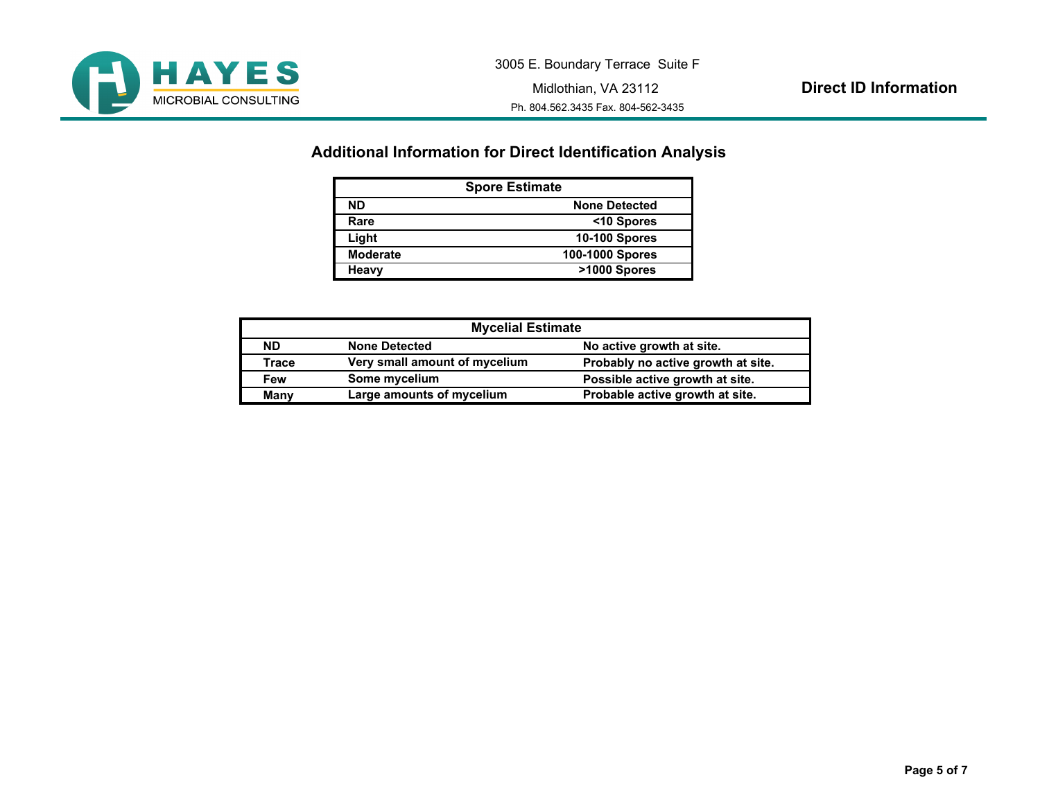# Additional Information for Direct Identification Analysis

| Spore Estimate | |
|---|---|
| ND | None Detected |
| Rare | <10 Spores |
| Light | 10-100 Spores |
| Moderate | 100-1000 Spores |
| Heavy | >1000 Spores |

| Mycelial Estimate | | |
|---|---|---|
| ND | None Detected | No active growth at site. |
| Trace | Very small amount of mycelium | Probably no active growth at site. |
| Few | Some mycelium | Possible active growth at site. |
| Many | Large amounts of mycelium | Probable active growth at site. |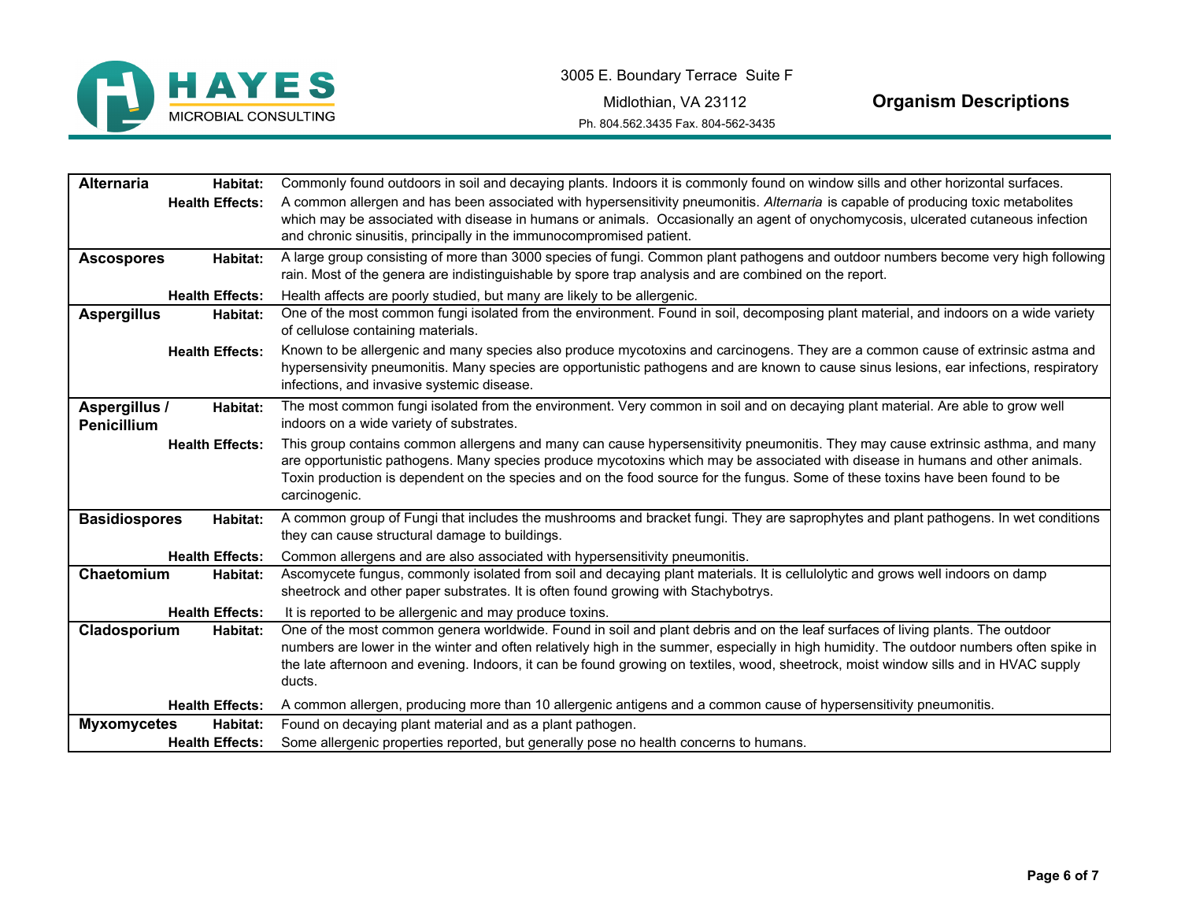## Organism Descriptions

| Organism | | Description |
|---|---|---|
| **Alternaria** | **Habitat:** | Commonly found outdoors in soil and decaying plants. Indoors it is commonly found on window sills and other horizontal surfaces. |
| | **Health Effects:** | A common allergen and has been associated with hypersensitivity pneumonitis. *Alternaria* is capable of producing toxic metabolites which may be associated with disease in humans or animals. Occasionally an agent of onychomycosis, ulcerated cutaneous infection and chronic sinusitis, principally in the immunocompromised patient. |
| **Ascospores** | **Habitat:** | A large group consisting of more than 3000 species of fungi. Common plant pathogens and outdoor numbers become very high following rain. Most of the genera are indistinguishable by spore trap analysis and are combined on the report. |
| | **Health Effects:** | Health affects are poorly studied, but many are likely to be allergenic. |
| **Aspergillus** | **Habitat:** | One of the most common fungi isolated from the environment. Found in soil, decomposing plant material, and indoors on a wide variety of cellulose containing materials. |
| | **Health Effects:** | Known to be allergenic and many species also produce mycotoxins and carcinogens. They are a common cause of extrinsic astma and hypersensivity pneumonitis. Many species are opportunistic pathogens and are known to cause sinus lesions, ear infections, respiratory infections, and invasive systemic disease. |
| **Aspergillus / Penicillium** | **Habitat:** | The most common fungi isolated from the environment. Very common in soil and on decaying plant material. Are able to grow well indoors on a wide variety of substrates. |
| | **Health Effects:** | This group contains common allergens and many can cause hypersensitivity pneumonitis. They may cause extrinsic asthma, and many are opportunistic pathogens. Many species produce mycotoxins which may be associated with disease in humans and other animals. Toxin production is dependent on the species and on the food source for the fungus. Some of these toxins have been found to be carcinogenic. |
| **Basidiospores** | **Habitat:** | A common group of Fungi that includes the mushrooms and bracket fungi. They are saprophytes and plant pathogens. In wet conditions they can cause structural damage to buildings. |
| | **Health Effects:** | Common allergens and are also associated with hypersensitivity pneumonitis. |
| **Chaetomium** | **Habitat:** | Ascomycete fungus, commonly isolated from soil and decaying plant materials. It is cellulolytic and grows well indoors on damp sheetrock and other paper substrates. It is often found growing with Stachybotrys. |
| | **Health Effects:** | It is reported to be allergenic and may produce toxins. |
| **Cladosporium** | **Habitat:** | One of the most common genera worldwide. Found in soil and plant debris and on the leaf surfaces of living plants. The outdoor numbers are lower in the winter and often relatively high in the summer, especially in high humidity. The outdoor numbers often spike in the late afternoon and evening. Indoors, it can be found growing on textiles, wood, sheetrock, moist window sills and in HVAC supply ducts. |
| | **Health Effects:** | A common allergen, producing more than 10 allergenic antigens and a common cause of hypersensitivity pneumonitis. |
| **Myxomycetes** | **Habitat:** | Found on decaying plant material and as a plant pathogen. |
| | **Health Effects:** | Some allergenic properties reported, but generally pose no health concerns to humans. |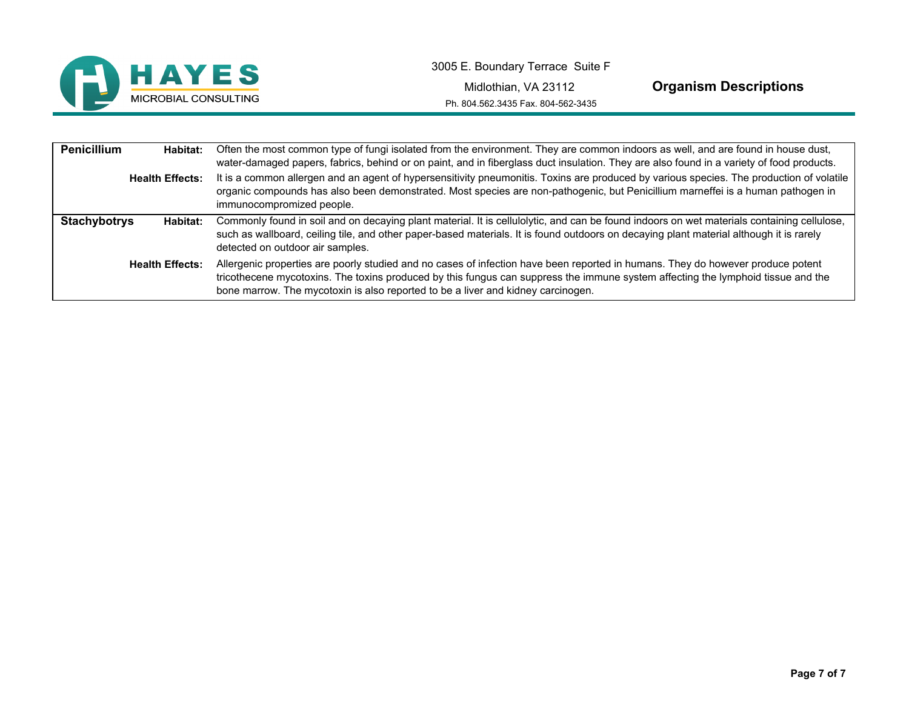# Organism Descriptions

| | | |
|---|---|---|
| **Penicillium** | **Habitat:** | Often the most common type of fungi isolated from the environment. They are common indoors as well, and are found in house dust, water-damaged papers, fabrics, behind or on paint, and in fiberglass duct insulation. They are also found in a variety of food products. |
| | **Health Effects:** | It is a common allergen and an agent of hypersensitivity pneumonitis. Toxins are produced by various species. The production of volatile organic compounds has also been demonstrated. Most species are non-pathogenic, but Penicillium marneffei is a human pathogen in immunocompromized people. |
| **Stachybotrys** | **Habitat:** | Commonly found in soil and on decaying plant material. It is cellulolytic, and can be found indoors on wet materials containing cellulose, such as wallboard, ceiling tile, and other paper-based materials. It is found outdoors on decaying plant material although it is rarely detected on outdoor air samples. |
| | **Health Effects:** | Allergenic properties are poorly studied and no cases of infection have been reported in humans. They do however produce potent tricothecene mycotoxins. The toxins produced by this fungus can suppress the immune system affecting the lymphoid tissue and the bone marrow. The mycotoxin is also reported to be a liver and kidney carcinogen. |